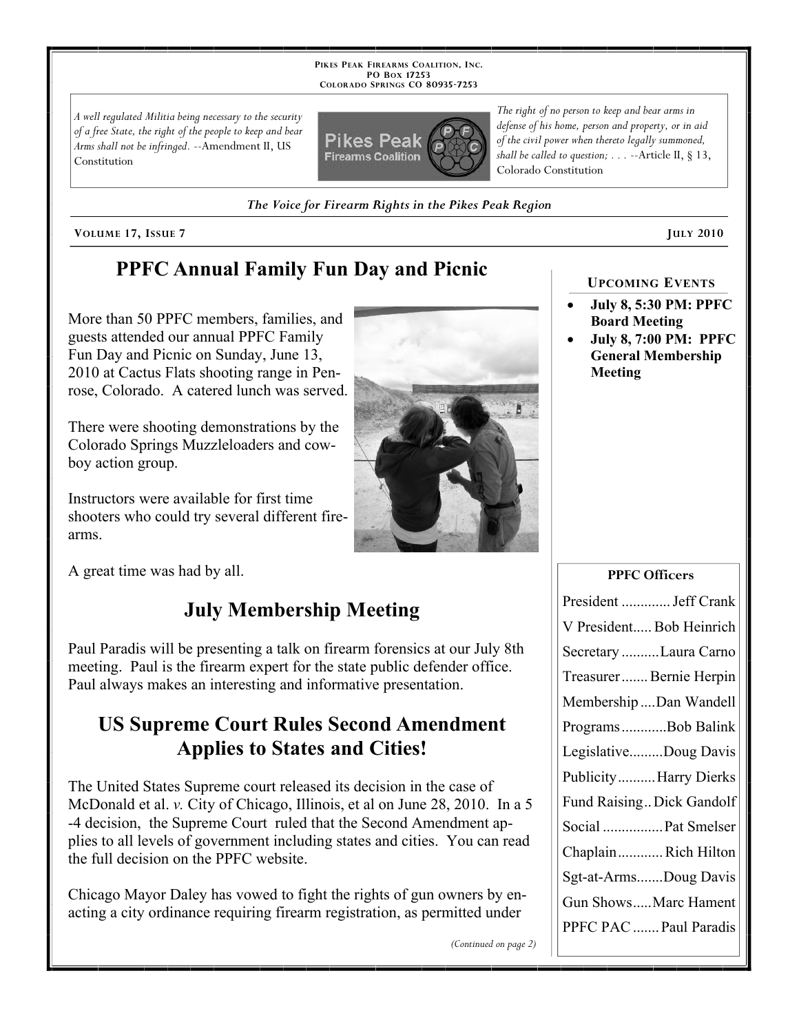PIKES PEAK FIREARMS COALITION, INC.
PO BOX 17253
COLORADO SPRINGS CO 80935-7253

*A well regulated Militia being necessary to the security of a free State, the right of the people to keep and bear Arms shall not be infringed.* --Amendment II, US Constitution

*The right of no person to keep and bear arms in defense of his home, person and property, or in aid of the civil power when thereto legally summoned, shall be called to question; . . .* --Article II, § 13, Colorado Constitution

***The Voice for Firearm Rights in the Pikes Peak Region***

VOLUME 17, ISSUE 7 — JULY 2010

# PPFC Annual Family Fun Day and Picnic

More than 50 PPFC members, families, and guests attended our annual PPFC Family Fun Day and Picnic on Sunday, June 13, 2010 at Cactus Flats shooting range in Penrose, Colorado. A catered lunch was served.

There were shooting demonstrations by the Colorado Springs Muzzleloaders and cowboy action group.

Instructors were available for first time shooters who could try several different firearms.

A great time was had by all.

# July Membership Meeting

Paul Paradis will be presenting a talk on firearm forensics at our July 8th meeting. Paul is the firearm expert for the state public defender office. Paul always makes an interesting and informative presentation.

# US Supreme Court Rules Second Amendment Applies to States and Cities!

The United States Supreme court released its decision in the case of McDonald et al. *v.* City of Chicago, Illinois, et al on June 28, 2010. In a 5-4 decision, the Supreme Court ruled that the Second Amendment applies to all levels of government including states and cities. You can read the full decision on the PPFC website.

Chicago Mayor Daley has vowed to fight the rights of gun owners by enacting a city ordinance requiring firearm registration, as permitted under

*(Continued on page 2)*

### UPCOMING EVENTS

- **July 8, 5:30 PM: PPFC Board Meeting**
- **July 8, 7:00 PM: PPFC General Membership Meeting**

**PPFC Officers**

| Position | Name |
|---|---|
| President | Jeff Crank |
| V President | Bob Heinrich |
| Secretary | Laura Carno |
| Treasurer | Bernie Herpin |
| Membership | Dan Wandell |
| Programs | Bob Balink |
| Legislative | Doug Davis |
| Publicity | Harry Dierks |
| Fund Raising | Dick Gandolf |
| Social | Pat Smelser |
| Chaplain | Rich Hilton |
| Sgt-at-Arms | Doug Davis |
| Gun Shows | Marc Hament |
| PPFC PAC | Paul Paradis |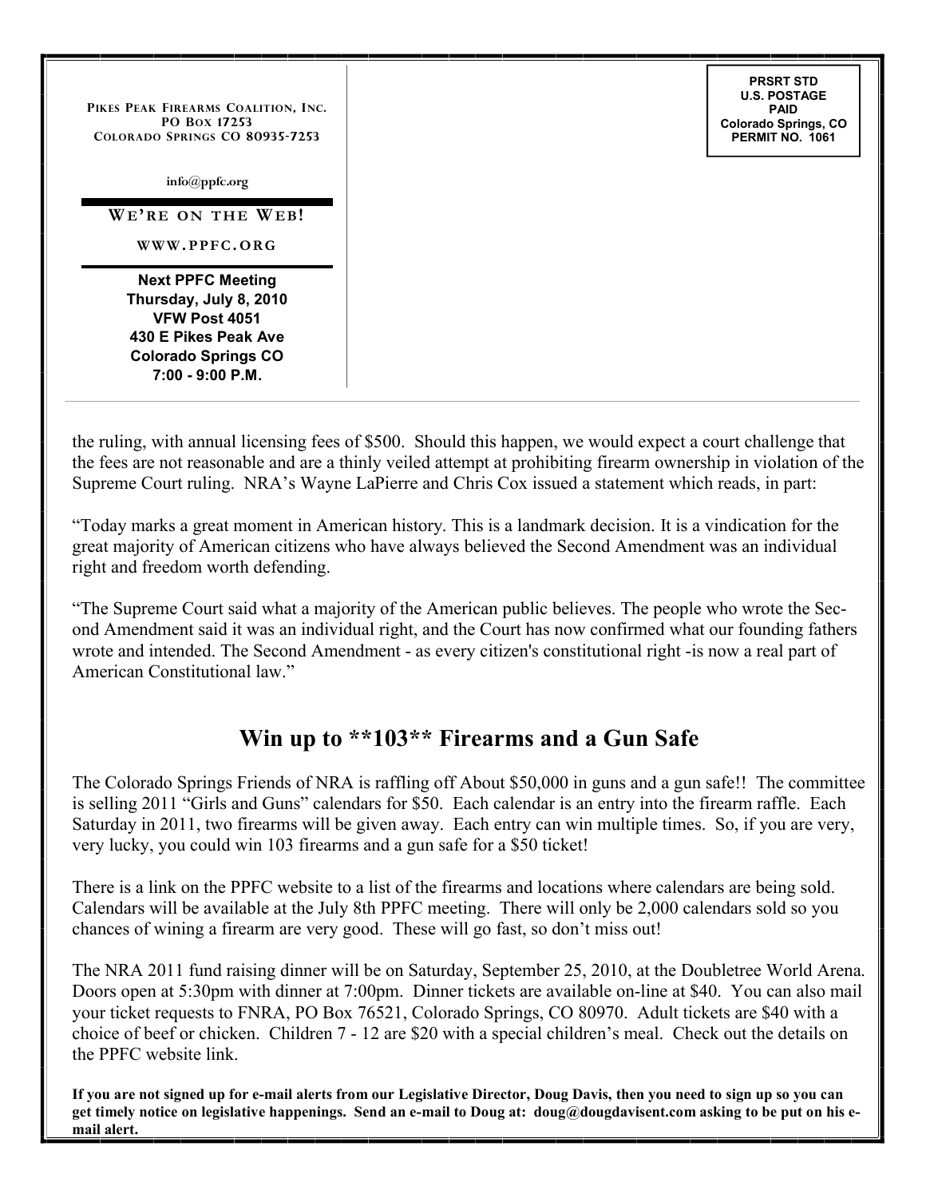PIKES PEAK FIREARMS COALITION, INC.
PO BOX 17253
COLORADO SPRINGS CO 80935-7253

info@ppfc.org

**WE'RE ON THE WEB!**

**WWW.PPFC.ORG**

**Next PPFC Meeting**
**Thursday, July 8, 2010**
**VFW Post 4051**
**430 E Pikes Peak Ave**
**Colorado Springs CO**
**7:00 - 9:00 P.M.**

**PRSRT STD**
**U.S. POSTAGE**
**PAID**
**Colorado Springs, CO**
**PERMIT NO. 1061**

the ruling, with annual licensing fees of $500. Should this happen, we would expect a court challenge that the fees are not reasonable and are a thinly veiled attempt at prohibiting firearm ownership in violation of the Supreme Court ruling. NRA's Wayne LaPierre and Chris Cox issued a statement which reads, in part:

"Today marks a great moment in American history. This is a landmark decision. It is a vindication for the great majority of American citizens who have always believed the Second Amendment was an individual right and freedom worth defending.

"The Supreme Court said what a majority of the American public believes. The people who wrote the Second Amendment said it was an individual right, and the Court has now confirmed what our founding fathers wrote and intended. The Second Amendment - as every citizen's constitutional right -is now a real part of American Constitutional law."

## Win up to **103** Firearms and a Gun Safe

The Colorado Springs Friends of NRA is raffling off About $50,000 in guns and a gun safe!! The committee is selling 2011 "Girls and Guns" calendars for $50. Each calendar is an entry into the firearm raffle. Each Saturday in 2011, two firearms will be given away. Each entry can win multiple times. So, if you are very, very lucky, you could win 103 firearms and a gun safe for a $50 ticket!

There is a link on the PPFC website to a list of the firearms and locations where calendars are being sold. Calendars will be available at the July 8th PPFC meeting. There will only be 2,000 calendars sold so you chances of wining a firearm are very good. These will go fast, so don't miss out!

The NRA 2011 fund raising dinner will be on Saturday, September 25, 2010, at the Doubletree World Arena. Doors open at 5:30pm with dinner at 7:00pm. Dinner tickets are available on-line at $40. You can also mail your ticket requests to FNRA, PO Box 76521, Colorado Springs, CO 80970. Adult tickets are $40 with a choice of beef or chicken. Children 7 - 12 are $20 with a special children's meal. Check out the details on the PPFC website link.

**If you are not signed up for e-mail alerts from our Legislative Director, Doug Davis, then you need to sign up so you can get timely notice on legislative happenings. Send an e-mail to Doug at: doug@dougdavisent.com asking to be put on his e-mail alert.**